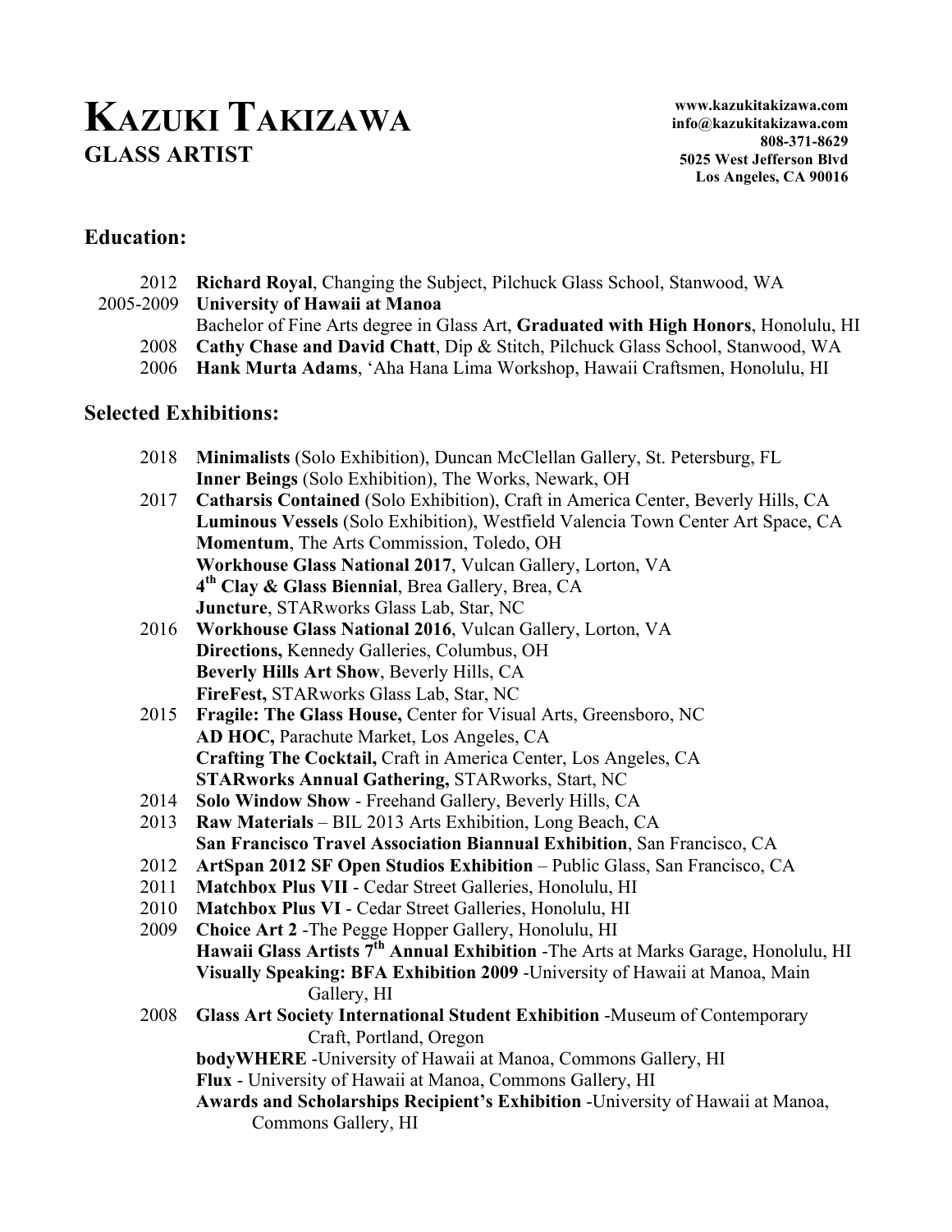# KAZUKI TAKIZAWA
## GLASS ARTIST

**www.kazukitakizawa.com**
**info@kazukitakizawa.com**
**808-371-8629**
**5025 West Jefferson Blvd**
**Los Angeles, CA 90016**

## Education:

2012 **Richard Royal**, Changing the Subject, Pilchuck Glass School, Stanwood, WA

2005-2009 **University of Hawaii at Manoa**
Bachelor of Fine Arts degree in Glass Art, **Graduated with High Honors**, Honolulu, HI

2008 **Cathy Chase and David Chatt**, Dip & Stitch, Pilchuck Glass School, Stanwood, WA

2006 **Hank Murta Adams**, ʻAha Hana Lima Workshop, Hawaii Craftsmen, Honolulu, HI

## Selected Exhibitions:

2018
**Minimalists** (Solo Exhibition), Duncan McClellan Gallery, St. Petersburg, FL
**Inner Beings** (Solo Exhibition), The Works, Newark, OH

2017
**Catharsis Contained** (Solo Exhibition), Craft in America Center, Beverly Hills, CA
**Luminous Vessels** (Solo Exhibition), Westfield Valencia Town Center Art Space, CA
**Momentum**, The Arts Commission, Toledo, OH
**Workhouse Glass National 2017**, Vulcan Gallery, Lorton, VA
**4th Clay & Glass Biennial**, Brea Gallery, Brea, CA
**Juncture**, STARworks Glass Lab, Star, NC

2016
**Workhouse Glass National 2016**, Vulcan Gallery, Lorton, VA
**Directions,** Kennedy Galleries, Columbus, OH
**Beverly Hills Art Show**, Beverly Hills, CA
**FireFest,** STARworks Glass Lab, Star, NC

2015
**Fragile: The Glass House,** Center for Visual Arts, Greensboro, NC
**AD HOC,** Parachute Market, Los Angeles, CA
**Crafting The Cocktail,** Craft in America Center, Los Angeles, CA
**STARworks Annual Gathering,** STARworks, Start, NC

2014
**Solo Window Show** - Freehand Gallery, Beverly Hills, CA

2013
**Raw Materials** – BIL 2013 Arts Exhibition, Long Beach, CA
**San Francisco Travel Association Biannual Exhibition**, San Francisco, CA

2012
**ArtSpan 2012 SF Open Studios Exhibition** – Public Glass, San Francisco, CA

2011
**Matchbox Plus VII** - Cedar Street Galleries, Honolulu, HI

2010
**Matchbox Plus VI** - Cedar Street Galleries, Honolulu, HI

2009
**Choice Art 2** -The Pegge Hopper Gallery, Honolulu, HI
**Hawaii Glass Artists 7th Annual Exhibition** -The Arts at Marks Garage, Honolulu, HI
**Visually Speaking: BFA Exhibition 2009** -University of Hawaii at Manoa, Main Gallery, HI

2008
**Glass Art Society International Student Exhibition** -Museum of Contemporary Craft, Portland, Oregon
**bodyWHERE** -University of Hawaii at Manoa, Commons Gallery, HI
**Flux** - University of Hawaii at Manoa, Commons Gallery, HI
**Awards and Scholarships Recipient's Exhibition** -University of Hawaii at Manoa, Commons Gallery, HI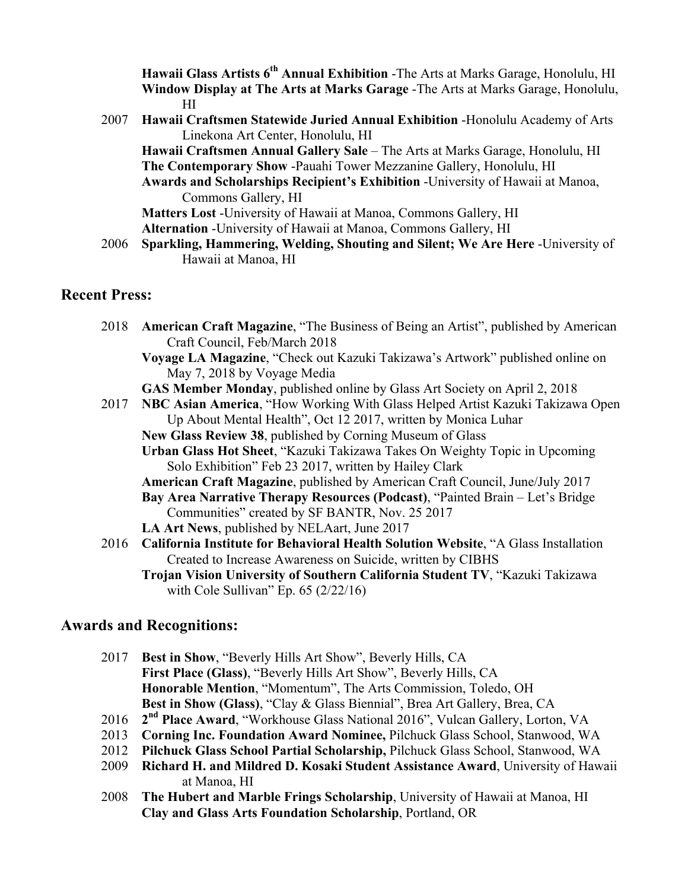**Hawaii Glass Artists 6th Annual Exhibition** -The Arts at Marks Garage, Honolulu, HI
**Window Display at The Arts at Marks Garage** -The Arts at Marks Garage, Honolulu, HI

2007 **Hawaii Craftsmen Statewide Juried Annual Exhibition** -Honolulu Academy of Arts Linekona Art Center, Honolulu, HI
**Hawaii Craftsmen Annual Gallery Sale** – The Arts at Marks Garage, Honolulu, HI
**The Contemporary Show** -Pauahi Tower Mezzanine Gallery, Honolulu, HI
**Awards and Scholarships Recipient's Exhibition** -University of Hawaii at Manoa, Commons Gallery, HI
**Matters Lost** -University of Hawaii at Manoa, Commons Gallery, HI
**Alternation** -University of Hawaii at Manoa, Commons Gallery, HI

2006 **Sparkling, Hammering, Welding, Shouting and Silent; We Are Here** -University of Hawaii at Manoa, HI

## Recent Press:

2018 **American Craft Magazine**, "The Business of Being an Artist", published by American Craft Council, Feb/March 2018
**Voyage LA Magazine**, "Check out Kazuki Takizawa's Artwork" published online on May 7, 2018 by Voyage Media
**GAS Member Monday**, published online by Glass Art Society on April 2, 2018

2017 **NBC Asian America**, "How Working With Glass Helped Artist Kazuki Takizawa Open Up About Mental Health", Oct 12 2017, written by Monica Luhar
**New Glass Review 38**, published by Corning Museum of Glass
**Urban Glass Hot Sheet**, "Kazuki Takizawa Takes On Weighty Topic in Upcoming Solo Exhibition" Feb 23 2017, written by Hailey Clark
**American Craft Magazine**, published by American Craft Council, June/July 2017
**Bay Area Narrative Therapy Resources (Podcast)**, "Painted Brain – Let's Bridge Communities" created by SF BANTR, Nov. 25 2017
**LA Art News**, published by NELAart, June 2017

2016 **California Institute for Behavioral Health Solution Website**, "A Glass Installation Created to Increase Awareness on Suicide, written by CIBHS
**Trojan Vision University of Southern California Student TV**, "Kazuki Takizawa with Cole Sullivan" Ep. 65 (2/22/16)

## Awards and Recognitions:

2017 **Best in Show**, "Beverly Hills Art Show", Beverly Hills, CA
**First Place (Glass)**, "Beverly Hills Art Show", Beverly Hills, CA
**Honorable Mention**, "Momentum", The Arts Commission, Toledo, OH
**Best in Show (Glass)**, "Clay & Glass Biennial", Brea Art Gallery, Brea, CA

2016 **2nd Place Award**, "Workhouse Glass National 2016", Vulcan Gallery, Lorton, VA

2013 **Corning Inc. Foundation Award Nominee,** Pilchuck Glass School, Stanwood, WA

2012 **Pilchuck Glass School Partial Scholarship,** Pilchuck Glass School, Stanwood, WA

2009 **Richard H. and Mildred D. Kosaki Student Assistance Award**, University of Hawaii at Manoa, HI

2008 **The Hubert and Marble Frings Scholarship**, University of Hawaii at Manoa, HI
**Clay and Glass Arts Foundation Scholarship**, Portland, OR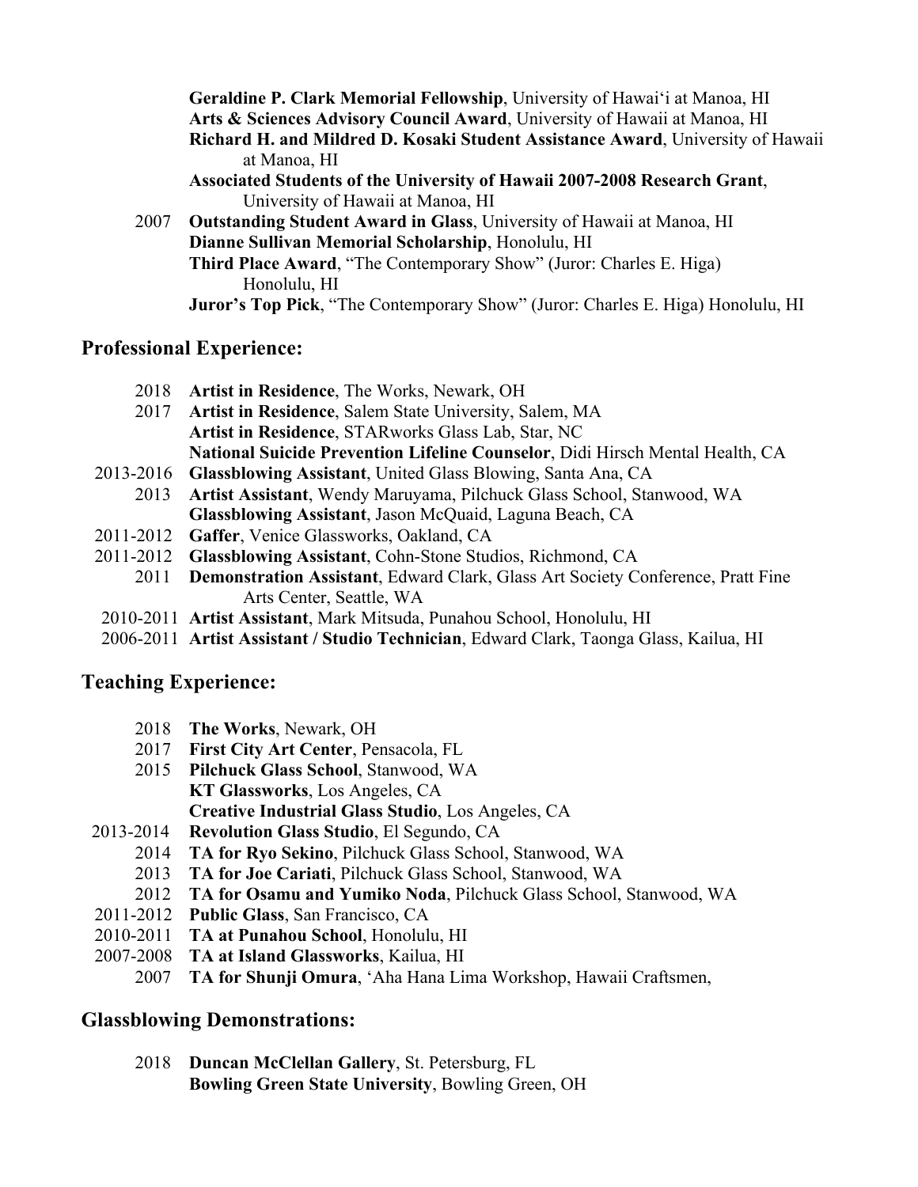**Geraldine P. Clark Memorial Fellowship**, University of Hawaiʻi at Manoa, HI
**Arts & Sciences Advisory Council Award**, University of Hawaii at Manoa, HI
**Richard H. and Mildred D. Kosaki Student Assistance Award**, University of Hawaii at Manoa, HI
**Associated Students of the University of Hawaii 2007-2008 Research Grant**, University of Hawaii at Manoa, HI

2007 **Outstanding Student Award in Glass**, University of Hawaii at Manoa, HI
**Dianne Sullivan Memorial Scholarship**, Honolulu, HI
**Third Place Award**, "The Contemporary Show" (Juror: Charles E. Higa) Honolulu, HI
**Juror's Top Pick**, "The Contemporary Show" (Juror: Charles E. Higa) Honolulu, HI

## Professional Experience:

2018 **Artist in Residence**, The Works, Newark, OH
2017 **Artist in Residence**, Salem State University, Salem, MA
**Artist in Residence**, STARworks Glass Lab, Star, NC
**National Suicide Prevention Lifeline Counselor**, Didi Hirsch Mental Health, CA
2013-2016 **Glassblowing Assistant**, United Glass Blowing, Santa Ana, CA
2013 **Artist Assistant**, Wendy Maruyama, Pilchuck Glass School, Stanwood, WA
**Glassblowing Assistant**, Jason McQuaid, Laguna Beach, CA
2011-2012 **Gaffer**, Venice Glassworks, Oakland, CA
2011-2012 **Glassblowing Assistant**, Cohn-Stone Studios, Richmond, CA
2011 **Demonstration Assistant**, Edward Clark, Glass Art Society Conference, Pratt Fine Arts Center, Seattle, WA
2010-2011 **Artist Assistant**, Mark Mitsuda, Punahou School, Honolulu, HI
2006-2011 **Artist Assistant / Studio Technician**, Edward Clark, Taonga Glass, Kailua, HI

## Teaching Experience:

2018 **The Works**, Newark, OH
2017 **First City Art Center**, Pensacola, FL
2015 **Pilchuck Glass School**, Stanwood, WA
**KT Glassworks**, Los Angeles, CA
**Creative Industrial Glass Studio**, Los Angeles, CA
2013-2014 **Revolution Glass Studio**, El Segundo, CA
2014 **TA for Ryo Sekino**, Pilchuck Glass School, Stanwood, WA
2013 **TA for Joe Cariati**, Pilchuck Glass School, Stanwood, WA
2012 **TA for Osamu and Yumiko Noda**, Pilchuck Glass School, Stanwood, WA
2011-2012 **Public Glass**, San Francisco, CA
2010-2011 **TA at Punahou School**, Honolulu, HI
2007-2008 **TA at Island Glassworks**, Kailua, HI
2007 **TA for Shunji Omura**, ʻAha Hana Lima Workshop, Hawaii Craftsmen,

## Glassblowing Demonstrations:

2018 **Duncan McClellan Gallery**, St. Petersburg, FL
**Bowling Green State University**, Bowling Green, OH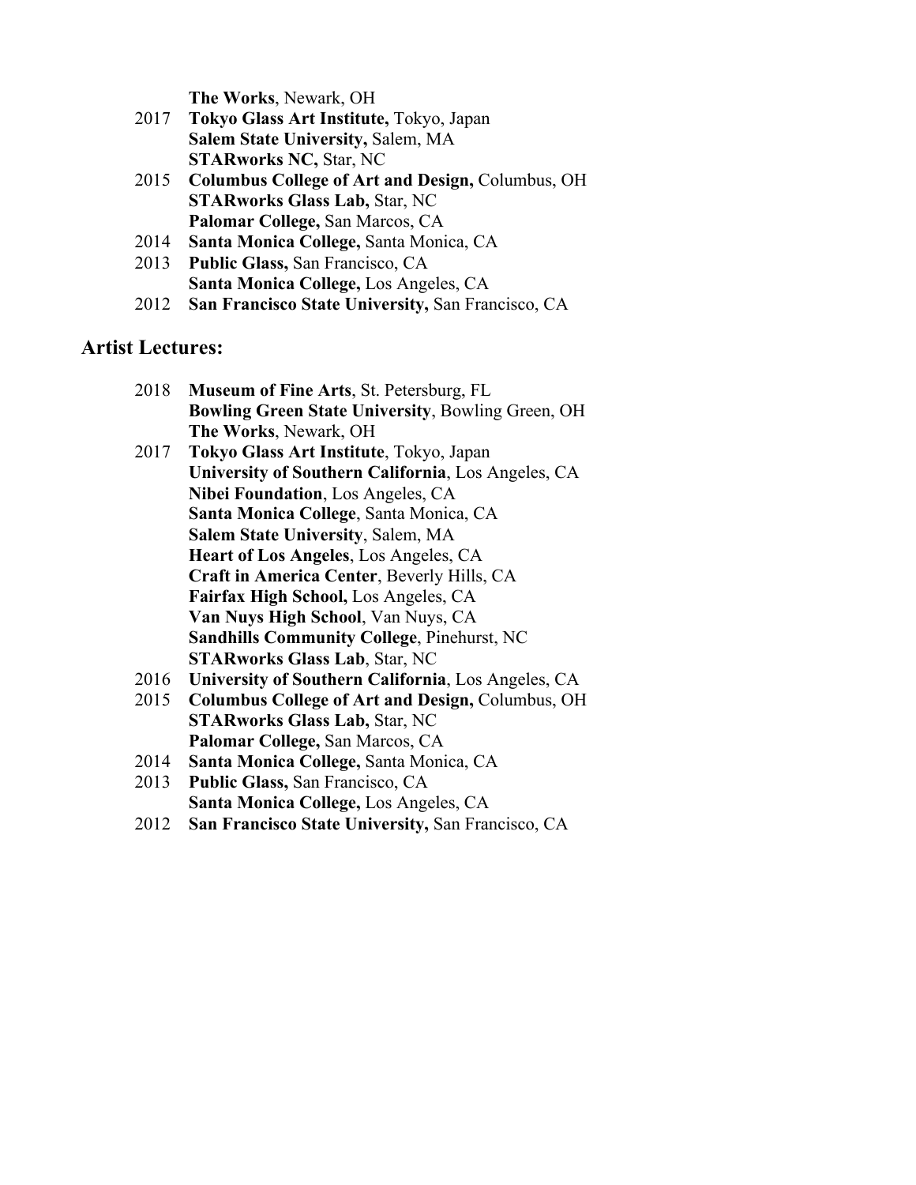| | |
|---|---|
| | **The Works**, Newark, OH |
| 2017 | **Tokyo Glass Art Institute,** Tokyo, Japan |
| | **Salem State University,** Salem, MA |
| | **STARworks NC,** Star, NC |
| 2015 | **Columbus College of Art and Design,** Columbus, OH |
| | **STARworks Glass Lab,** Star, NC |
| | **Palomar College,** San Marcos, CA |
| 2014 | **Santa Monica College,** Santa Monica, CA |
| 2013 | **Public Glass,** San Francisco, CA |
| | **Santa Monica College,** Los Angeles, CA |
| 2012 | **San Francisco State University,** San Francisco, CA |

## Artist Lectures:

| | |
|---|---|
| 2018 | **Museum of Fine Arts**, St. Petersburg, FL |
| | **Bowling Green State University**, Bowling Green, OH |
| | **The Works**, Newark, OH |
| 2017 | **Tokyo Glass Art Institute**, Tokyo, Japan |
| | **University of Southern California**, Los Angeles, CA |
| | **Nibei Foundation**, Los Angeles, CA |
| | **Santa Monica College**, Santa Monica, CA |
| | **Salem State University**, Salem, MA |
| | **Heart of Los Angeles**, Los Angeles, CA |
| | **Craft in America Center**, Beverly Hills, CA |
| | **Fairfax High School,** Los Angeles, CA |
| | **Van Nuys High School**, Van Nuys, CA |
| | **Sandhills Community College**, Pinehurst, NC |
| | **STARworks Glass Lab**, Star, NC |
| 2016 | **University of Southern California**, Los Angeles, CA |
| 2015 | **Columbus College of Art and Design,** Columbus, OH |
| | **STARworks Glass Lab,** Star, NC |
| | **Palomar College,** San Marcos, CA |
| 2014 | **Santa Monica College,** Santa Monica, CA |
| 2013 | **Public Glass,** San Francisco, CA |
| | **Santa Monica College,** Los Angeles, CA |
| 2012 | **San Francisco State University,** San Francisco, CA |